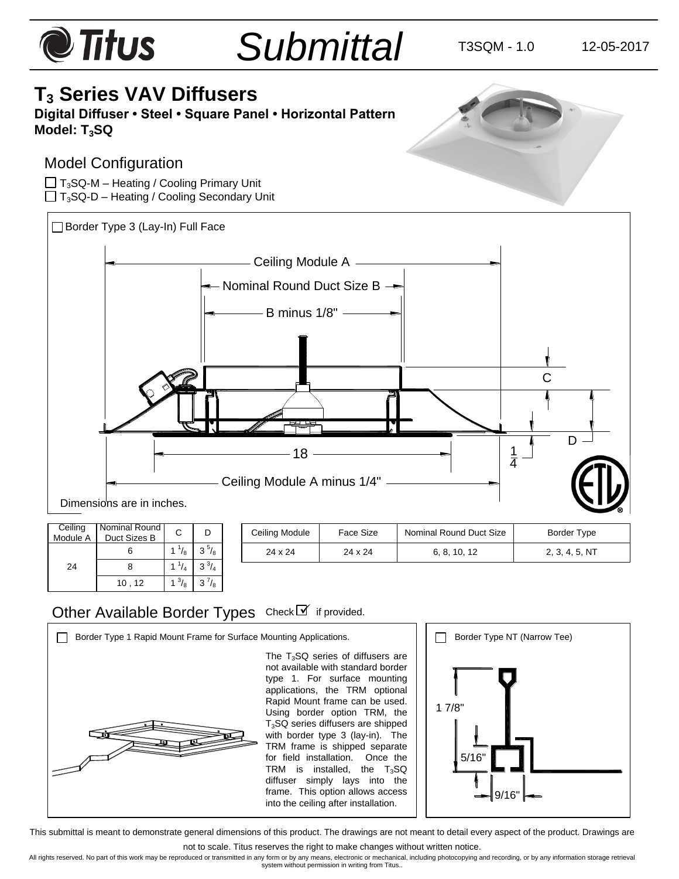# Submittal

T3SQM - 1.0 12-05-2017

## $T_3$ Series VAV Diffusers

**Digital Diffuser • Steel • Square Panel • Horizontal Pattern**
**Model: $T_3$SQ**

### Model Configuration

- ☐ $T_3$SQ-M – Heating / Cooling Primary Unit
- ☐ $T_3$SQ-D – Heating / Cooling Secondary Unit

☐ Border Type 3 (Lay-In) Full Face

Ceiling Module A

Nominal Round Duct Size B

B minus 1/8"

C

D

18

1/4

Ceiling Module A minus 1/4"

Dimensions are in inches.

| Ceiling Module A | Nominal Round Duct Sizes B | C | D |
|---|---|---|---|
| 24 | 6 | 1 1/8 | 3 5/8 |
| | 8 | 1 1/4 | 3 3/4 |
| | 10 , 12 | 1 3/8 | 3 7/8 |

| Ceiling Module | Face Size | Nominal Round Duct Size | Border Type |
|---|---|---|---|
| 24 x 24 | 24 x 24 | 6, 8, 10, 12 | 2, 3, 4, 5, NT |

### Other Available Border Types

Check ☑ if provided.

☐ Border Type 1 Rapid Mount Frame for Surface Mounting Applications.

The $T_3$SQ series of diffusers are not available with standard border type 1. For surface mounting applications, the TRM optional Rapid Mount frame can be used. Using border option TRM, the $T_3$SQ series diffusers are shipped with border type 3 (lay-in). The TRM frame is shipped separate for field installation. Once the TRM is installed, the $T_3$SQ diffuser simply lays into the frame. This option allows access into the ceiling after installation.

☐ Border Type NT (Narrow Tee)

1 7/8"

5/16"

9/16"

This submittal is meant to demonstrate general dimensions of this product. The drawings are not meant to detail every aspect of the product. Drawings are not to scale. Titus reserves the right to make changes without written notice.

All rights reserved. No part of this work may be reproduced or transmitted in any form or by any means, electronic or mechanical, including photocopying and recording, or by any information storage retrieval system without permission in writing from Titus..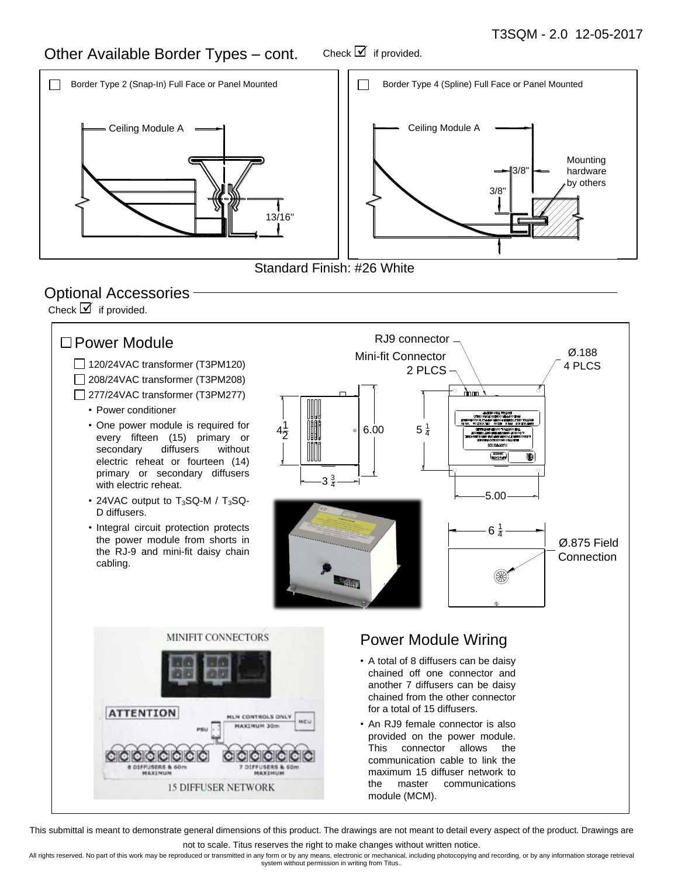## Other Available Border Types – cont.

Check ☑ if provided.

☐ Border Type 2 (Snap-In) Full Face or Panel Mounted

Ceiling Module A

13/16"

☐ Border Type 4 (Spline) Full Face or Panel Mounted

Ceiling Module A

3/8"

3/8"

Mounting hardware by others

Standard Finish: #26 White

## Optional Accessories

Check ☑ if provided.

### ☐ Power Module

- ☐ 120/24VAC transformer (T3PM120)
- ☐ 208/24VAC transformer (T3PM208)
- ☐ 277/24VAC transformer (T3PM277)
  - Power conditioner
  - One power module is required for every fifteen (15) primary or secondary diffusers without electric reheat or fourteen (14) primary or secondary diffusers with electric reheat.
  - 24VAC output to $T_3$SQ-M / $T_3$SQ-D diffusers.
  - Integral circuit protection protects the power module from shorts in the RJ-9 and mini-fit daisy chain cabling.

RJ9 connector

Mini-fit Connector 2 PLCS

Ø.188 4 PLCS

4 1/2

6.00

5 1/4

3 3/4

5.00

6 1/4

Ø.875 Field Connection

MINIFIT CONNECTORS

ATTENTION

MLM CONTROLS ONLY MAXIMUM 30m

PSU

MCU

8 DIFFUSERS & 60m MAXIMUM

7 DIFFUSERS & 60m MAXIMUM

15 DIFFUSER NETWORK

### Power Module Wiring

- A total of 8 diffusers can be daisy chained off one connector and another 7 diffusers can be daisy chained from the other connector for a total of 15 diffusers.
- An RJ9 female connector is also provided on the power module. This connector allows the communication cable to link the maximum 15 diffuser network to the master communications module (MCM).

This submittal is meant to demonstrate general dimensions of this product. The drawings are not meant to detail every aspect of the product. Drawings are not to scale. Titus reserves the right to make changes without written notice.

All rights reserved. No part of this work may be reproduced or transmitted in any form or by any means, electronic or mechanical, including photocopying and recording, or by any information storage retrieval system without permission in writing from Titus..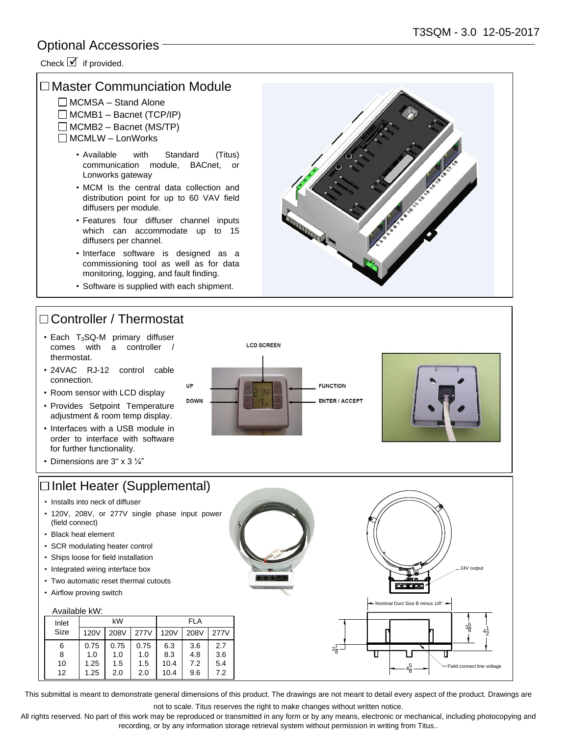## Optional Accessories

Check ☑ if provided.

### ☐ Master Communciation Module

- ☐ MCMSA – Stand Alone
- ☐ MCMB1 – Bacnet (TCP/IP)
- ☐ MCMB2 – Bacnet (MS/TP)
- ☐ MCMLW – LonWorks

- Available with Standard (Titus) communication module, BACnet, or Lonworks gateway
- MCM Is the central data collection and distribution point for up to 60 VAV field diffusers per module.
- Features four diffuser channel inputs which can accommodate up to 15 diffusers per channel.
- Interface software is designed as a commissioning tool as well as for data monitoring, logging, and fault finding.
- Software is supplied with each shipment.

### ☐ Controller / Thermostat

- Each $T_3$SQ-M primary diffuser comes with a controller / thermostat.
- 24VAC RJ-12 control cable connection.
- Room sensor with LCD display
- Provides Setpoint Temperature adjustment & room temp display.
- Interfaces with a USB module in order to interface with software for further functionality.
- Dimensions are 3" x 3 ¼”

LCD SCREEN

UP

DOWN

FUNCTION

ENTER / ACCEPT

### ☐ Inlet Heater (Supplemental)

- Installs into neck of diffuser
- 120V, 208V, or 277V single phase input power (field connect)
- Black heat element
- SCR modulating heater control
- Ships loose for field installation
- Integrated wiring interface box
- Two automatic reset thermal cutouts
- Airflow proving switch

Available kW:

| Inlet Size | kW | | | FLA | | |
|---|---|---|---|---|---|---|
| | 120V | 208V | 277V | 120V | 208V | 277V |
| 6 | 0.75 | 0.75 | 0.75 | 6.3 | 3.6 | 2.7 |
| 8 | 1.0 | 1.0 | 1.0 | 8.3 | 4.8 | 3.6 |
| 10 | 1.25 | 1.5 | 1.5 | 10.4 | 7.2 | 5.4 |
| 12 | 1.25 | 2.0 | 2.0 | 10.4 | 9.6 | 7.2 |

24V output

Nominal Duct Size B minus 1/8"

$3\frac{5}{8}$

$4\frac{1}{2}$

$2\frac{7}{8}$

$4\frac{5}{8}$

Field connect line voltage

This submittal is meant to demonstrate general dimensions of this product. The drawings are not meant to detail every aspect of the product. Drawings are not to scale. Titus reserves the right to make changes without written notice.

All rights reserved. No part of this work may be reproduced or transmitted in any form or by any means, electronic or mechanical, including photocopying and recording, or by any information storage retrieval system without permission in writing from Titus..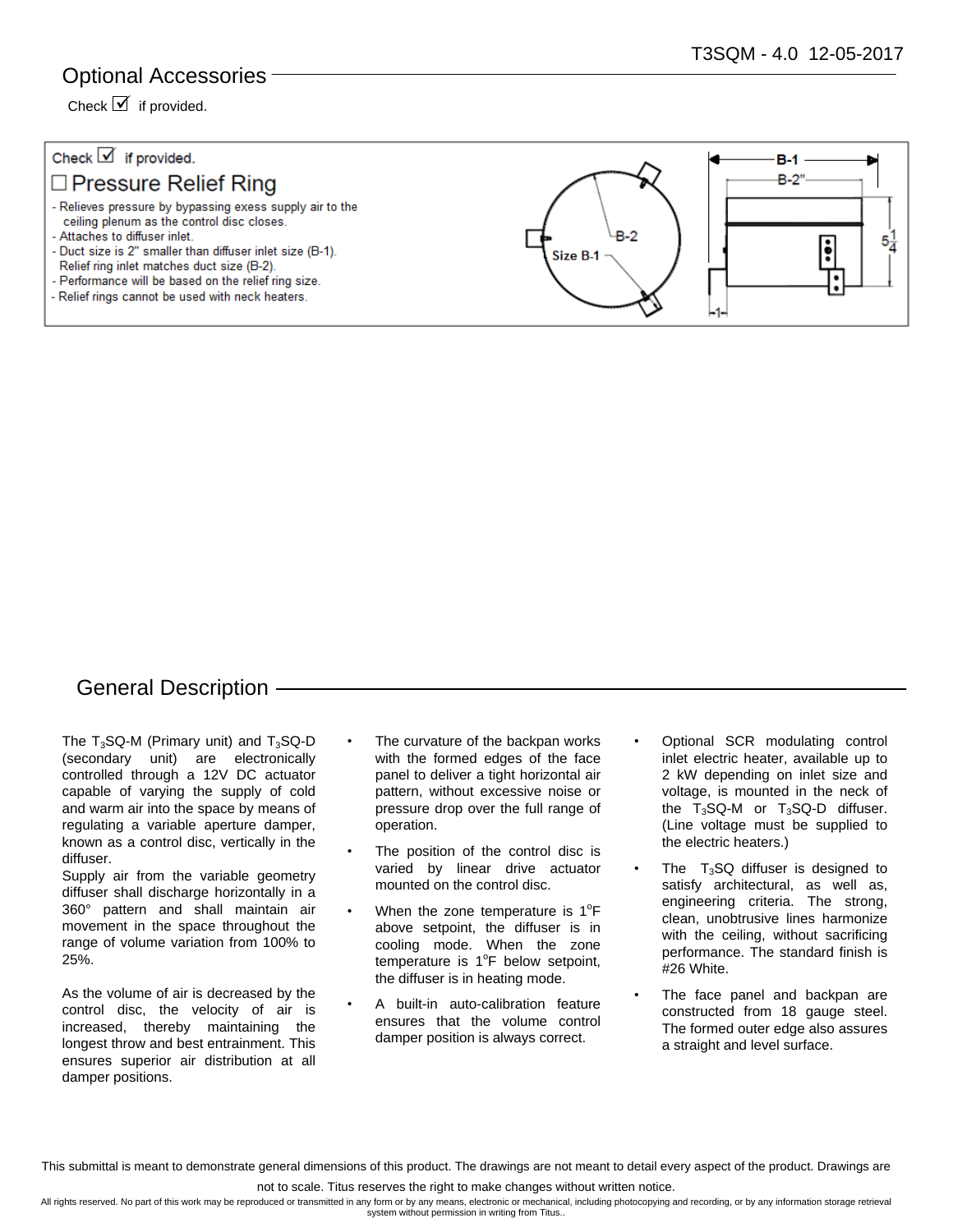## Optional Accessories

Check ☑ if provided.

Check ☑ if provided.

☐ Pressure Relief Ring

- Relieves pressure by bypassing exess supply air to the ceiling plenum as the control disc closes.
- Attaches to diffuser inlet.
- Duct size is 2" smaller than diffuser inlet size (B-1). Relief ring inlet matches duct size (B-2).
- Performance will be based on the relief ring size.
- Relief rings cannot be used with neck heaters.

B-2
Size B-1
B-1
B-2"
5 1/4
1

## General Description

The $T_3$SQ-M (Primary unit) and $T_3$SQ-D (secondary unit) are electronically controlled through a 12V DC actuator capable of varying the supply of cold and warm air into the space by means of regulating a variable aperture damper, known as a control disc, vertically in the diffuser.

Supply air from the variable geometry diffuser shall discharge horizontally in a 360° pattern and shall maintain air movement in the space throughout the range of volume variation from 100% to 25%.

As the volume of air is decreased by the control disc, the velocity of air is increased, thereby maintaining the longest throw and best entrainment. This ensures superior air distribution at all damper positions.

- The curvature of the backpan works with the formed edges of the face panel to deliver a tight horizontal air pattern, without excessive noise or pressure drop over the full range of operation.
- The position of the control disc is varied by linear drive actuator mounted on the control disc.
- When the zone temperature is 1°F above setpoint, the diffuser is in cooling mode. When the zone temperature is 1°F below setpoint, the diffuser is in heating mode.
- A built-in auto-calibration feature ensures that the volume control damper position is always correct.
- Optional SCR modulating control inlet electric heater, available up to 2 kW depending on inlet size and voltage, is mounted in the neck of the $T_3$SQ-M or $T_3$SQ-D diffuser. (Line voltage must be supplied to the electric heaters.)
- The $T_3$SQ diffuser is designed to satisfy architectural, as well as, engineering criteria. The strong, clean, unobtrusive lines harmonize with the ceiling, without sacrificing performance. The standard finish is #26 White.
- The face panel and backpan are constructed from 18 gauge steel. The formed outer edge also assures a straight and level surface.

This submittal is meant to demonstrate general dimensions of this product. The drawings are not meant to detail every aspect of the product. Drawings are not to scale. Titus reserves the right to make changes without written notice.

All rights reserved. No part of this work may be reproduced or transmitted in any form or by any means, electronic or mechanical, including photocopying and recording, or by any information storage retrieval system without permission in writing from Titus..